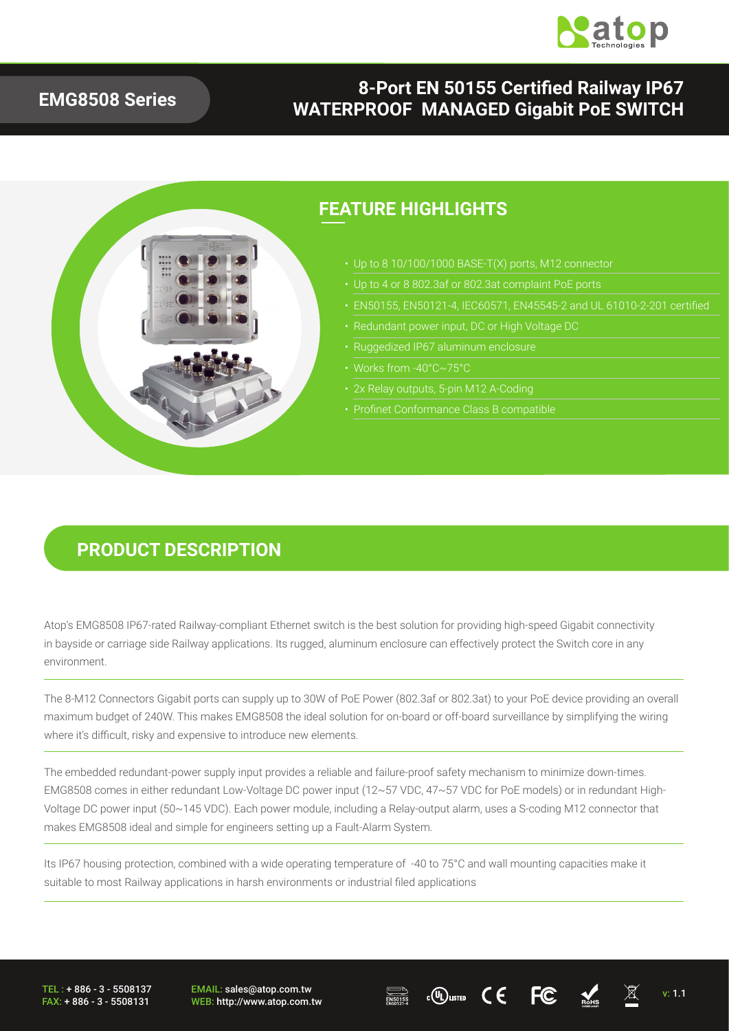# EMG8508 Series

## 8-Port EN 50155 Certified Railway IP67 WATERPROOF MANAGED Gigabit PoE SWITCH

## FEATURE HIGHLIGHTS

- Up to 8 10/100/1000 BASE-T(X) ports, M12 connector
- Up to 4 or 8 802.3af or 802.3at complaint PoE ports
- EN50155, EN50121-4, IEC60571, EN45545-2 and UL 61010-2-201 certified
- Redundant power input, DC or High Voltage DC
- Ruggedized IP67 aluminum enclosure
- Works from -40°C~75°C
- 2x Relay outputs, 5-pin M12 A-Coding
- Profinet Conformance Class B compatible

## PRODUCT DESCRIPTION

Atop's EMG8508 IP67-rated Railway-compliant Ethernet switch is the best solution for providing high-speed Gigabit connectivity in bayside or carriage side Railway applications. Its rugged, aluminum enclosure can effectively protect the Switch core in any environment.

The 8-M12 Connectors Gigabit ports can supply up to 30W of PoE Power (802.3af or 802.3at) to your PoE device providing an overall maximum budget of 240W. This makes EMG8508 the ideal solution for on-board or off-board surveillance by simplifying the wiring where it's difficult, risky and expensive to introduce new elements.

The embedded redundant-power supply input provides a reliable and failure-proof safety mechanism to minimize down-times. EMG8508 comes in either redundant Low-Voltage DC power input (12~57 VDC, 47~57 VDC for PoE models) or in redundant High-Voltage DC power input (50~145 VDC). Each power module, including a Relay-output alarm, uses a S-coding M12 connector that makes EMG8508 ideal and simple for engineers setting up a Fault-Alarm System.

Its IP67 housing protection, combined with a wide operating temperature of -40 to 75°C and wall mounting capacities make it suitable to most Railway applications in harsh environments or industrial filed applications

TEL : + 886 - 3 - 5508137
FAX: + 886 - 3 - 5508131

EMAIL: sales@atop.com.tw
WEB: http://www.atop.com.tw

v: 1.1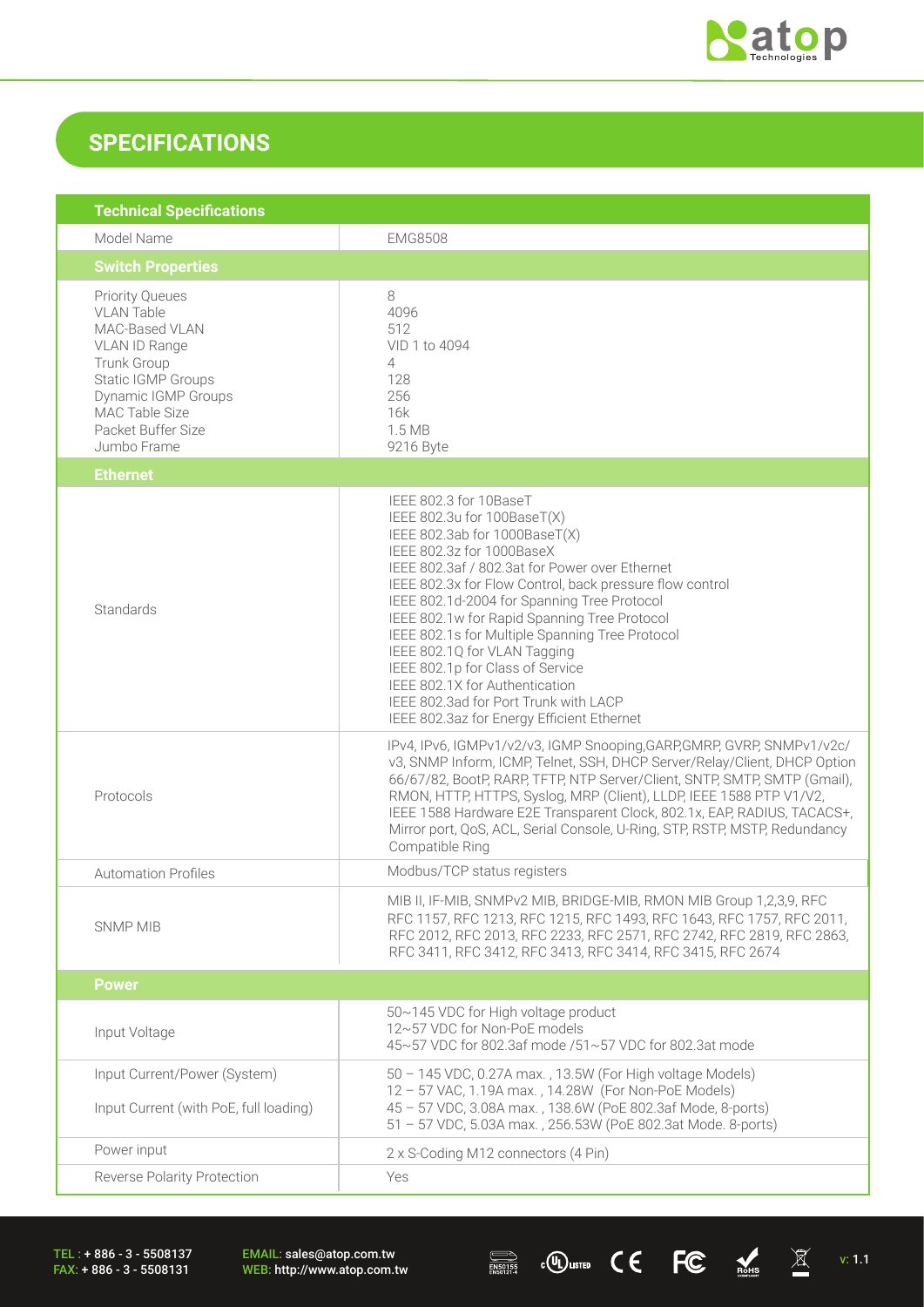## SPECIFICATIONS

| Technical Specifications | |
|---|---|
| Model Name | EMG8508 |
| **Switch Properties** | |
| Priority Queues<br>VLAN Table<br>MAC-Based VLAN<br>VLAN ID Range<br>Trunk Group<br>Static IGMP Groups<br>Dynamic IGMP Groups<br>MAC Table Size<br>Packet Buffer Size<br>Jumbo Frame | 8<br>4096<br>512<br>VID 1 to 4094<br>4<br>128<br>256<br>16k<br>1.5 MB<br>9216 Byte |
| **Ethernet** | |
| Standards | IEEE 802.3 for 10BaseT<br>IEEE 802.3u for 100BaseT(X)<br>IEEE 802.3ab for 1000BaseT(X)<br>IEEE 802.3z for 1000BaseX<br>IEEE 802.3af / 802.3at for Power over Ethernet<br>IEEE 802.3x for Flow Control, back pressure flow control<br>IEEE 802.1d-2004 for Spanning Tree Protocol<br>IEEE 802.1w for Rapid Spanning Tree Protocol<br>IEEE 802.1s for Multiple Spanning Tree Protocol<br>IEEE 802.1Q for VLAN Tagging<br>IEEE 802.1p for Class of Service<br>IEEE 802.1X for Authentication<br>IEEE 802.3ad for Port Trunk with LACP<br>IEEE 802.3az for Energy Efficient Ethernet |
| Protocols | IPv4, IPv6, IGMPv1/v2/v3, IGMP Snooping,GARP,GMRP, GVRP, SNMPv1/v2c/v3, SNMP Inform, ICMP, Telnet, SSH, DHCP Server/Relay/Client, DHCP Option 66/67/82, BootP, RARP, TFTP, NTP Server/Client, SNTP, SMTP, SMTP (Gmail), RMON, HTTP, HTTPS, Syslog, MRP (Client), LLDP, IEEE 1588 PTP V1/V2, IEEE 1588 Hardware E2E Transparent Clock, 802.1x, EAP, RADIUS, TACACS+, Mirror port, QoS, ACL, Serial Console, U-Ring, STP, RSTP, MSTP, Redundancy Compatible Ring |
| Automation Profiles | Modbus/TCP status registers |
| SNMP MIB | MIB II, IF-MIB, SNMPv2 MIB, BRIDGE-MIB, RMON MIB Group 1,2,3,9, RFC RFC 1157, RFC 1213, RFC 1215, RFC 1493, RFC 1643, RFC 1757, RFC 2011, RFC 2012, RFC 2013, RFC 2233, RFC 2571, RFC 2742, RFC 2819, RFC 2863, RFC 3411, RFC 3412, RFC 3413, RFC 3414, RFC 3415, RFC 2674 |
| **Power** | |
| Input Voltage | 50~145 VDC for High voltage product<br>12~57 VDC for Non-PoE models<br>45~57 VDC for 802.3af mode /51~57 VDC for 802.3at mode |
| Input Current/Power (System)<br><br>Input Current (with PoE, full loading) | 50 – 145 VDC, 0.27A max. , 13.5W (For High voltage Models)<br>12 – 57 VAC, 1.19A max. , 14.28W (For Non-PoE Models)<br>45 – 57 VDC, 3.08A max. , 138.6W (PoE 802.3af Mode, 8-ports)<br>51 – 57 VDC, 5.03A max. , 256.53W (PoE 802.3at Mode. 8-ports) |
| Power input | 2 x S-Coding M12 connectors (4 Pin) |
| Reverse Polarity Protection | Yes |

TEL : + 886 - 3 - 5508137
FAX: + 886 - 3 - 5508131

EMAIL: sales@atop.com.tw
WEB: http://www.atop.com.tw

v: 1.1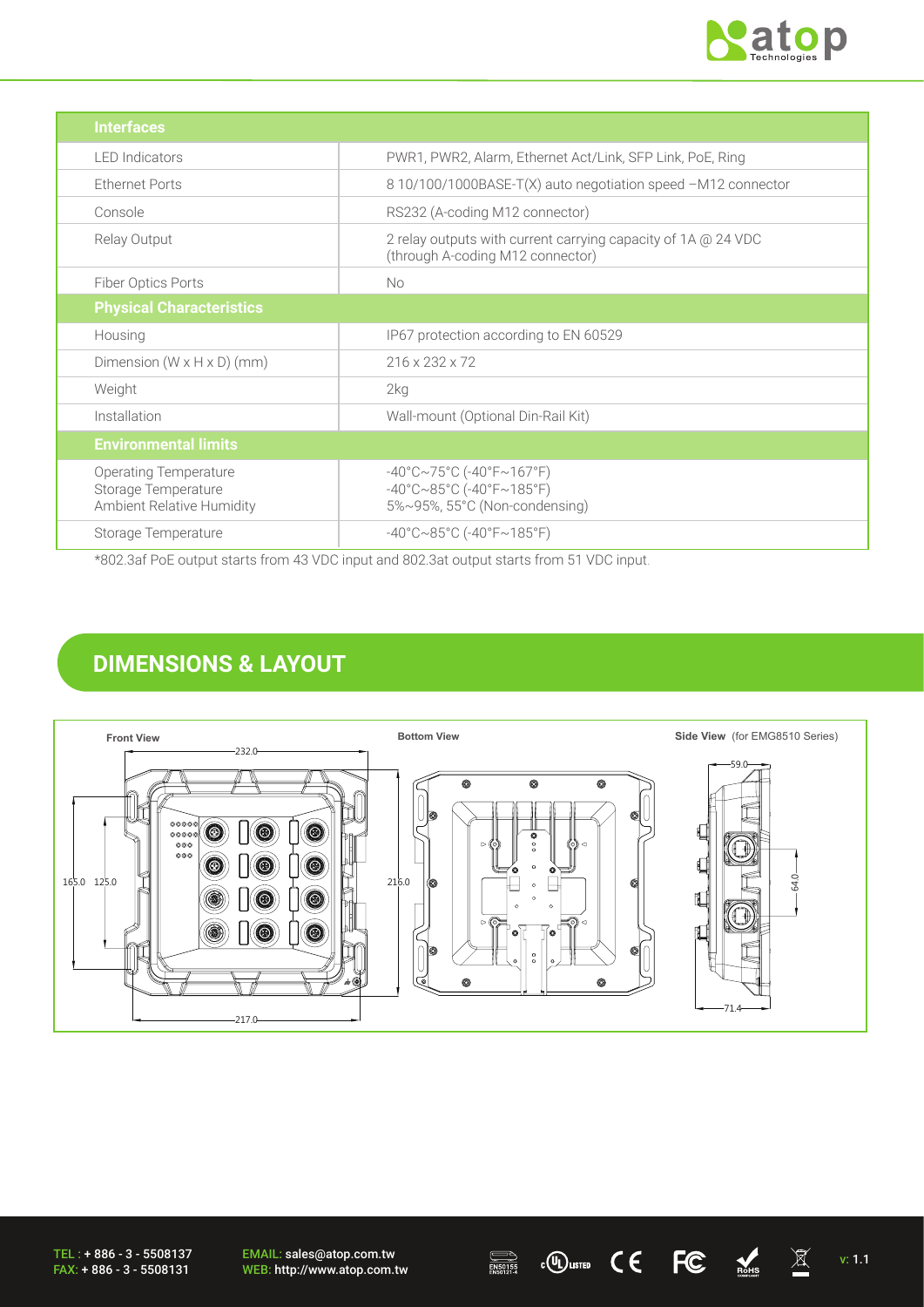| Interfaces | |
|---|---|
| LED Indicators | PWR1, PWR2, Alarm, Ethernet Act/Link, SFP Link, PoE, Ring |
| Ethernet Ports | 8 10/100/1000BASE-T(X) auto negotiation speed –M12 connector |
| Console | RS232 (A-coding M12 connector) |
| Relay Output | 2 relay outputs with current carrying capacity of 1A @ 24 VDC (through A-coding M12 connector) |
| Fiber Optics Ports | No |
| **Physical Characteristics** | |
| Housing | IP67 protection according to EN 60529 |
| Dimension (W x H x D) (mm) | 216 x 232 x 72 |
| Weight | 2kg |
| Installation | Wall-mount (Optional Din-Rail Kit) |
| **Environmental limits** | |
| Operating Temperature<br>Storage Temperature<br>Ambient Relative Humidity | -40°C~75°C (-40°F~167°F)<br>-40°C~85°C (-40°F~185°F)<br>5%~95%, 55°C (Non-condensing) |
| Storage Temperature | -40°C~85°C (-40°F~185°F) |

*802.3af PoE output starts from 43 VDC input and 802.3at output starts from 51 VDC input.

## DIMENSIONS & LAYOUT

**Front View**

**Bottom View**

**Side View** (for EMG8510 Series)

232.0, 165.0, 125.0, 217.0, 216.0, 59.0, 64.0, 71.4

TEL : + 886 - 3 - 5508137
FAX: + 886 - 3 - 5508131

EMAIL: sales@atop.com.tw
WEB: http://www.atop.com.tw

v: 1.1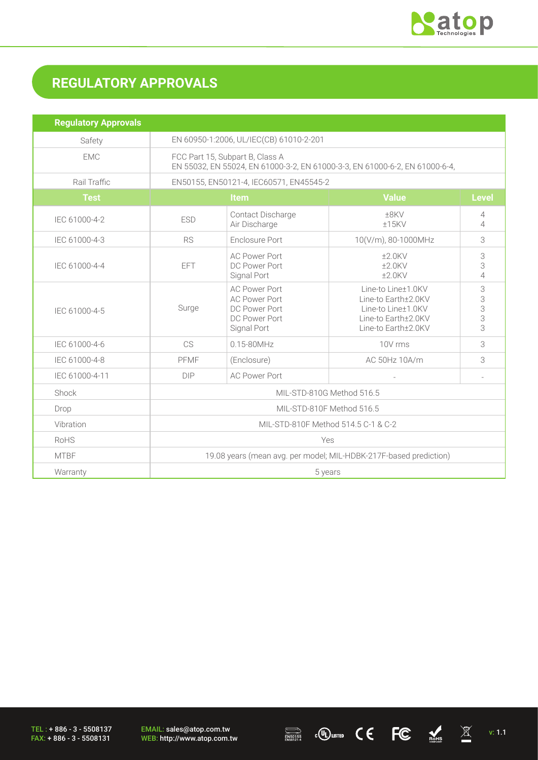## REGULATORY APPROVALS

| Regulatory Approvals | | | | |
|---|---|---|---|---|
| Safety | EN 60950-1:2006, UL/IEC(CB) 61010-2-201 | | | |
| EMC | FCC Part 15, Subpart B, Class A<br>EN 55032, EN 55024, EN 61000-3-2, EN 61000-3-3, EN 61000-6-2, EN 61000-6-4, | | | |
| Rail Traffic | EN50155, EN50121-4, IEC60571, EN45545-2 | | | |
| **Test** | **Item** | | **Value** | **Level** |
| IEC 61000-4-2 | ESD | Contact Discharge<br>Air Discharge | ±8KV<br>±15KV | 4<br>4 |
| IEC 61000-4-3 | RS | Enclosure Port | 10(V/m), 80-1000MHz | 3 |
| IEC 61000-4-4 | EFT | AC Power Port<br>DC Power Port<br>Signal Port | ±2.0KV<br>±2.0KV<br>±2.0KV | 3<br>3<br>4 |
| IEC 61000-4-5 | Surge | AC Power Port<br>AC Power Port<br>DC Power Port<br>DC Power Port<br>Signal Port | Line-to Line±1.0KV<br>Line-to Earth±2.0KV<br>Line-to Line±1.0KV<br>Line-to Earth±2.0KV<br>Line-to Earth±2.0KV | 3<br>3<br>3<br>3<br>3 |
| IEC 61000-4-6 | CS | 0.15-80MHz | 10V rms | 3 |
| IEC 61000-4-8 | PFMF | (Enclosure) | AC 50Hz 10A/m | 3 |
| IEC 61000-4-11 | DIP | AC Power Port | - | - |
| Shock | MIL-STD-810G Method 516.5 | | | |
| Drop | MIL-STD-810F Method 516.5 | | | |
| Vibration | MIL-STD-810F Method 514.5 C-1 & C-2 | | | |
| RoHS | Yes | | | |
| MTBF | 19.08 years (mean avg. per model; MIL-HDBK-217F-based prediction) | | | |
| Warranty | 5 years | | | |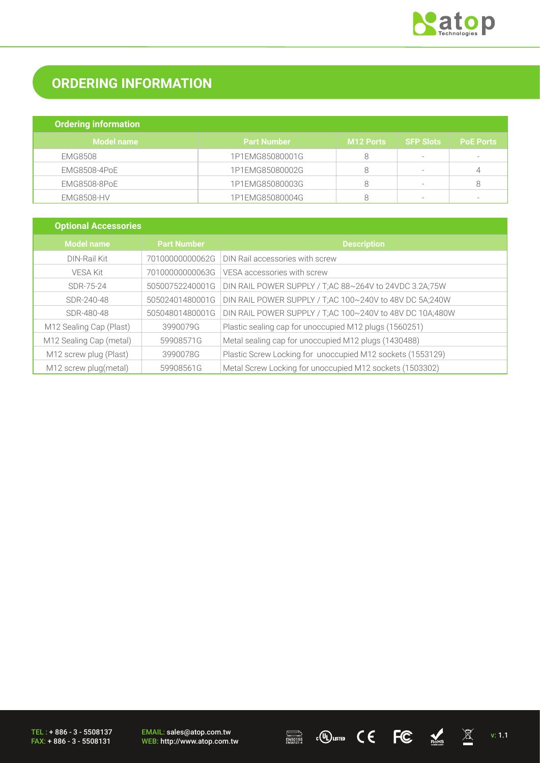# ORDERING INFORMATION

| Ordering information | | | | |
|---|---|---|---|---|
| **Model name** | **Part Number** | **M12 Ports** | **SFP Slots** | **PoE Ports** |
| EMG8508 | 1P1EMG85080001G | 8 | - | - |
| EMG8508-4PoE | 1P1EMG85080002G | 8 | - | 4 |
| EMG8508-8PoE | 1P1EMG85080003G | 8 | - | 8 |
| EMG8508-HV | 1P1EMG85080004G | 8 | - | - |

| Optional Accessories | | |
|---|---|---|
| **Model name** | **Part Number** | **Description** |
| DIN-Rail Kit | 70100000000062G | DIN Rail accessories with screw |
| VESA Kit | 70100000000063G | VESA accessories with screw |
| SDR-75-24 | 50500752240001G | DIN RAIL POWER SUPPLY / T;AC 88~264V to 24VDC 3.2A;75W |
| SDR-240-48 | 50502401480001G | DIN RAIL POWER SUPPLY / T;AC 100~240V to 48V DC 5A;240W |
| SDR-480-48 | 50504801480001G | DIN RAIL POWER SUPPLY / T;AC 100~240V to 48V DC 10A;480W |
| M12 Sealing Cap (Plast) | 3990079G | Plastic sealing cap for unoccupied M12 plugs (1560251) |
| M12 Sealing Cap (metal) | 59908571G | Metal sealing cap for unoccupied M12 plugs (1430488) |
| M12 screw plug (Plast) | 3990078G | Plastic Screw Locking for unoccupied M12 sockets (1553129) |
| M12 screw plug(metal) | 59908561G | Metal Screw Locking for unoccupied M12 sockets (1503302) |

TEL : + 886 - 3 - 5508137
FAX: + 886 - 3 - 5508131

EMAIL: sales@atop.com.tw
WEB: http://www.atop.com.tw

v: 1.1